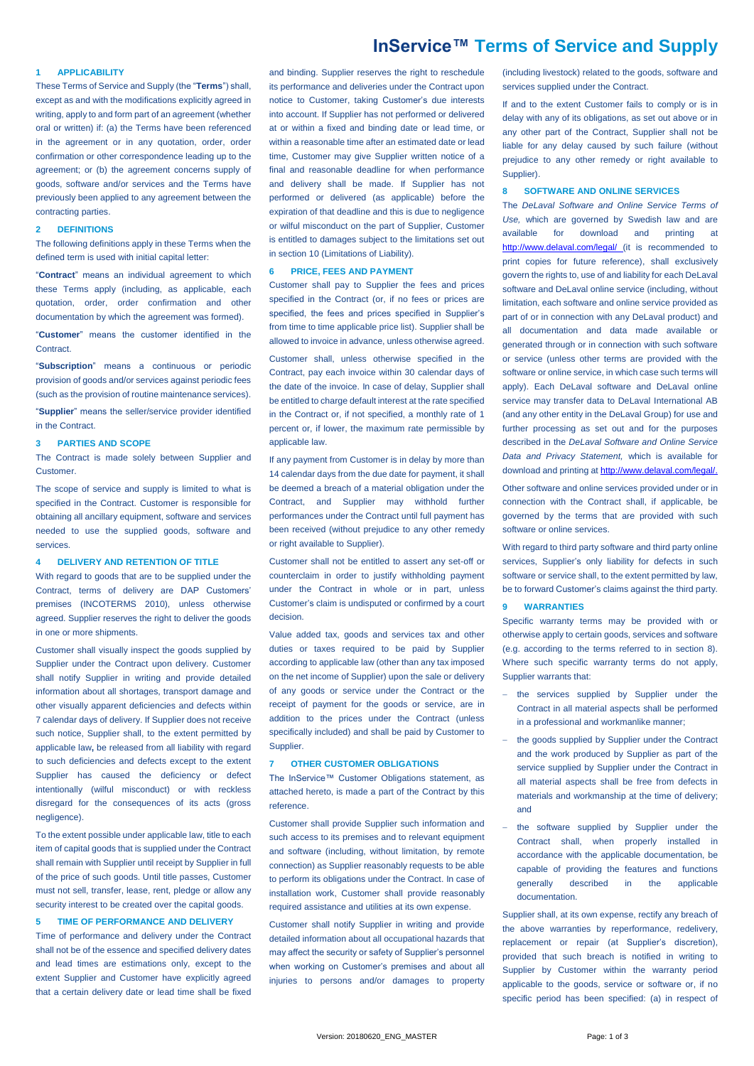# InService™ Terms of Service and Supply

## 1 APPLICABILITY

These Terms of Service and Supply (the "**Terms**") shall, except as and with the modifications explicitly agreed in writing, apply to and form part of an agreement (whether oral or written) if: (a) the Terms have been referenced in the agreement or in any quotation, order, order confirmation or other correspondence leading up to the agreement; or (b) the agreement concerns supply of goods, software and/or services and the Terms have previously been applied to any agreement between the contracting parties.

## 2 DEFINITIONS

The following definitions apply in these Terms when the defined term is used with initial capital letter:

"**Contract**" means an individual agreement to which these Terms apply (including, as applicable, each quotation, order, order confirmation and other documentation by which the agreement was formed).

"**Customer**" means the customer identified in the Contract.

"**Subscription**" means a continuous or periodic provision of goods and/or services against periodic fees (such as the provision of routine maintenance services).

"**Supplier**" means the seller/service provider identified in the Contract.

## 3 PARTIES AND SCOPE

The Contract is made solely between Supplier and Customer.

The scope of service and supply is limited to what is specified in the Contract. Customer is responsible for obtaining all ancillary equipment, software and services needed to use the supplied goods, software and services.

## 4 DELIVERY AND RETENTION OF TITLE

With regard to goods that are to be supplied under the Contract, terms of delivery are DAP Customers' premises (INCOTERMS 2010), unless otherwise agreed. Supplier reserves the right to deliver the goods in one or more shipments.

Customer shall visually inspect the goods supplied by Supplier under the Contract upon delivery. Customer shall notify Supplier in writing and provide detailed information about all shortages, transport damage and other visually apparent deficiencies and defects within 7 calendar days of delivery. If Supplier does not receive such notice, Supplier shall, to the extent permitted by applicable law**,** be released from all liability with regard to such deficiencies and defects except to the extent Supplier has caused the deficiency or defect intentionally (wilful misconduct) or with reckless disregard for the consequences of its acts (gross negligence).

To the extent possible under applicable law, title to each item of capital goods that is supplied under the Contract shall remain with Supplier until receipt by Supplier in full of the price of such goods. Until title passes, Customer must not sell, transfer, lease, rent, pledge or allow any security interest to be created over the capital goods.

## 5 TIME OF PERFORMANCE AND DELIVERY

Time of performance and delivery under the Contract shall not be of the essence and specified delivery dates and lead times are estimations only, except to the extent Supplier and Customer have explicitly agreed that a certain delivery date or lead time shall be fixed and binding. Supplier reserves the right to reschedule its performance and deliveries under the Contract upon notice to Customer, taking Customer's due interests into account. If Supplier has not performed or delivered at or within a fixed and binding date or lead time, or within a reasonable time after an estimated date or lead time, Customer may give Supplier written notice of a final and reasonable deadline for when performance and delivery shall be made. If Supplier has not performed or delivered (as applicable) before the expiration of that deadline and this is due to negligence or wilful misconduct on the part of Supplier, Customer is entitled to damages subject to the limitations set out in section 10 (Limitations of Liability).

## 6 PRICE, FEES AND PAYMENT

Customer shall pay to Supplier the fees and prices specified in the Contract (or, if no fees or prices are specified, the fees and prices specified in Supplier's from time to time applicable price list). Supplier shall be allowed to invoice in advance, unless otherwise agreed.

Customer shall, unless otherwise specified in the Contract, pay each invoice within 30 calendar days of the date of the invoice. In case of delay, Supplier shall be entitled to charge default interest at the rate specified in the Contract or, if not specified, a monthly rate of 1 percent or, if lower, the maximum rate permissible by applicable law.

If any payment from Customer is in delay by more than 14 calendar days from the due date for payment, it shall be deemed a breach of a material obligation under the Contract, and Supplier may withhold further performances under the Contract until full payment has been received (without prejudice to any other remedy or right available to Supplier).

Customer shall not be entitled to assert any set-off or counterclaim in order to justify withholding payment under the Contract in whole or in part, unless Customer's claim is undisputed or confirmed by a court decision.

Value added tax, goods and services tax and other duties or taxes required to be paid by Supplier according to applicable law (other than any tax imposed on the net income of Supplier) upon the sale or delivery of any goods or service under the Contract or the receipt of payment for the goods or service, are in addition to the prices under the Contract (unless specifically included) and shall be paid by Customer to Supplier.

## 7 OTHER CUSTOMER OBLIGATIONS

The InService™ Customer Obligations statement, as attached hereto, is made a part of the Contract by this reference.

Customer shall provide Supplier such information and such access to its premises and to relevant equipment and software (including, without limitation, by remote connection) as Supplier reasonably requests to be able to perform its obligations under the Contract. In case of installation work, Customer shall provide reasonably required assistance and utilities at its own expense.

Customer shall notify Supplier in writing and provide detailed information about all occupational hazards that may affect the security or safety of Supplier's personnel when working on Customer's premises and about all injuries to persons and/or damages to property (including livestock) related to the goods, software and services supplied under the Contract.

If and to the extent Customer fails to comply or is in delay with any of its obligations, as set out above or in any other part of the Contract, Supplier shall not be liable for any delay caused by such failure (without prejudice to any other remedy or right available to Supplier).

## 8 SOFTWARE AND ONLINE SERVICES

The *DeLaval Software and Online Service Terms of Use,* which are governed by Swedish law and are available for download and printing at http://www.delaval.com/legal/ (it is recommended to print copies for future reference), shall exclusively govern the rights to, use of and liability for each DeLaval software and DeLaval online service (including, without limitation, each software and online service provided as part of or in connection with any DeLaval product) and all documentation and data made available or generated through or in connection with such software or service (unless other terms are provided with the software or online service, in which case such terms will apply). Each DeLaval software and DeLaval online service may transfer data to DeLaval International AB (and any other entity in the DeLaval Group) for use and further processing as set out and for the purposes described in the *DeLaval Software and Online Service Data and Privacy Statement,* which is available for download and printing at http://www.delaval.com/legal/.

Other software and online services provided under or in connection with the Contract shall, if applicable, be governed by the terms that are provided with such software or online services.

With regard to third party software and third party online services, Supplier's only liability for defects in such software or service shall, to the extent permitted by law, be to forward Customer's claims against the third party.

## 9 WARRANTIES

Specific warranty terms may be provided with or otherwise apply to certain goods, services and software (e.g. according to the terms referred to in section 8). Where such specific warranty terms do not apply, Supplier warrants that:

- the services supplied by Supplier under the Contract in all material aspects shall be performed in a professional and workmanlike manner;
- the goods supplied by Supplier under the Contract and the work produced by Supplier as part of the service supplied by Supplier under the Contract in all material aspects shall be free from defects in materials and workmanship at the time of delivery; and
- the software supplied by Supplier under the Contract shall, when properly installed in accordance with the applicable documentation, be capable of providing the features and functions generally described in the applicable documentation.

Supplier shall, at its own expense, rectify any breach of the above warranties by reperformance, redelivery, replacement or repair (at Supplier's discretion), provided that such breach is notified in writing to Supplier by Customer within the warranty period applicable to the goods, service or software or, if no specific period has been specified: (a) in respect of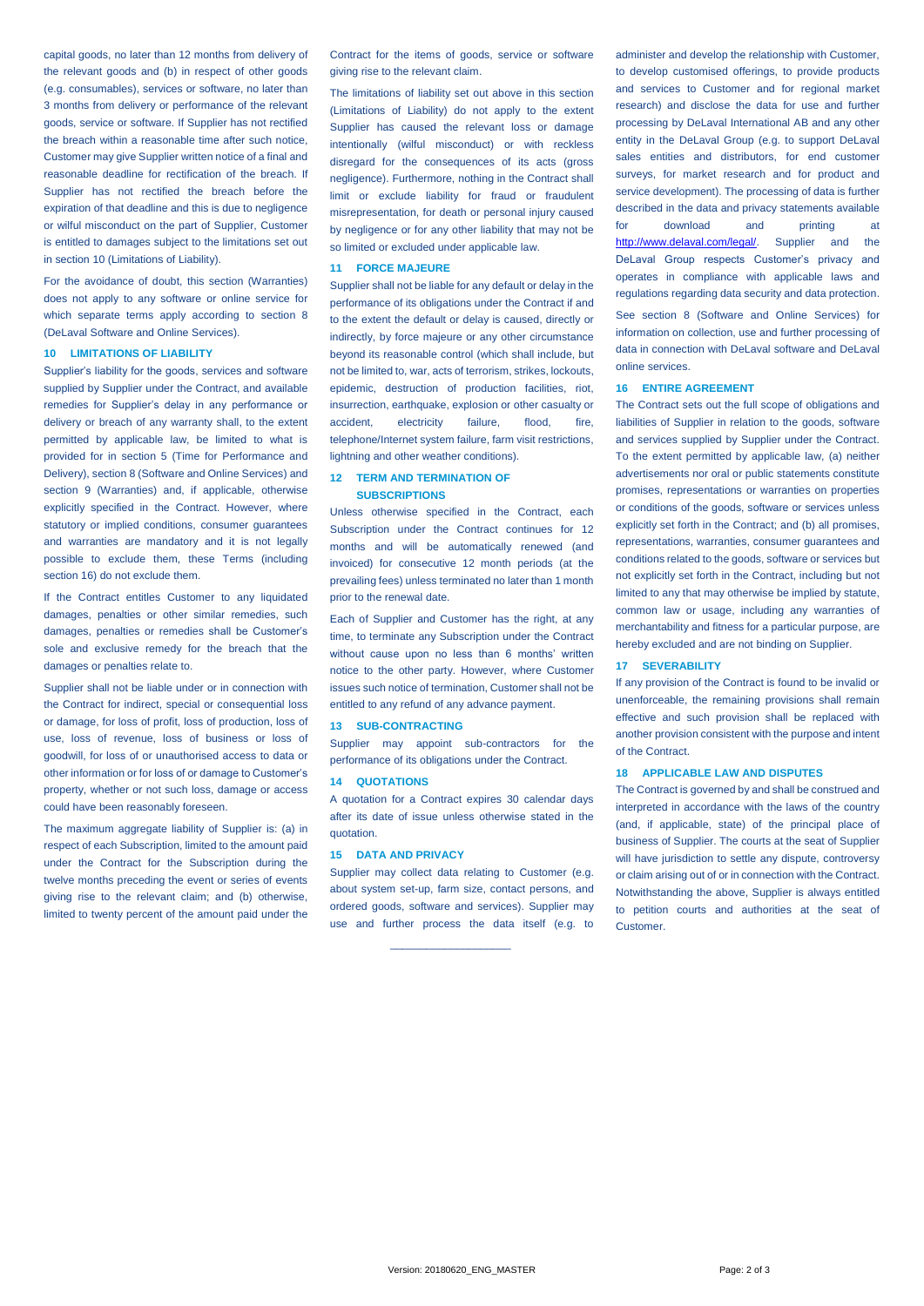capital goods, no later than 12 months from delivery of the relevant goods and (b) in respect of other goods (e.g. consumables), services or software, no later than 3 months from delivery or performance of the relevant goods, service or software. If Supplier has not rectified the breach within a reasonable time after such notice, Customer may give Supplier written notice of a final and reasonable deadline for rectification of the breach. If Supplier has not rectified the breach before the expiration of that deadline and this is due to negligence or wilful misconduct on the part of Supplier, Customer is entitled to damages subject to the limitations set out in section 10 (Limitations of Liability).

For the avoidance of doubt, this section (Warranties) does not apply to any software or online service for which separate terms apply according to section 8 (DeLaval Software and Online Services).

## 10 LIMITATIONS OF LIABILITY

Supplier's liability for the goods, services and software supplied by Supplier under the Contract, and available remedies for Supplier's delay in any performance or delivery or breach of any warranty shall, to the extent permitted by applicable law, be limited to what is provided for in section 5 (Time for Performance and Delivery), section 8 (Software and Online Services) and section 9 (Warranties) and, if applicable, otherwise explicitly specified in the Contract. However, where statutory or implied conditions, consumer guarantees and warranties are mandatory and it is not legally possible to exclude them, these Terms (including section 16) do not exclude them.

If the Contract entitles Customer to any liquidated damages, penalties or other similar remedies, such damages, penalties or remedies shall be Customer's sole and exclusive remedy for the breach that the damages or penalties relate to.

Supplier shall not be liable under or in connection with the Contract for indirect, special or consequential loss or damage, for loss of profit, loss of production, loss of use, loss of revenue, loss of business or loss of goodwill, for loss of or unauthorised access to data or other information or for loss of or damage to Customer's property, whether or not such loss, damage or access could have been reasonably foreseen.

The maximum aggregate liability of Supplier is: (a) in respect of each Subscription, limited to the amount paid under the Contract for the Subscription during the twelve months preceding the event or series of events giving rise to the relevant claim; and (b) otherwise, limited to twenty percent of the amount paid under the Contract for the items of goods, service or software giving rise to the relevant claim.

The limitations of liability set out above in this section (Limitations of Liability) do not apply to the extent Supplier has caused the relevant loss or damage intentionally (wilful misconduct) or with reckless disregard for the consequences of its acts (gross negligence). Furthermore, nothing in the Contract shall limit or exclude liability for fraud or fraudulent misrepresentation, for death or personal injury caused by negligence or for any other liability that may not be so limited or excluded under applicable law.

## 11 FORCE MAJEURE

Supplier shall not be liable for any default or delay in the performance of its obligations under the Contract if and to the extent the default or delay is caused, directly or indirectly, by force majeure or any other circumstance beyond its reasonable control (which shall include, but not be limited to, war, acts of terrorism, strikes, lockouts, epidemic, destruction of production facilities, riot, insurrection, earthquake, explosion or other casualty or accident, electricity failure, flood, fire, telephone/Internet system failure, farm visit restrictions, lightning and other weather conditions).

## 12 TERM AND TERMINATION OF SUBSCRIPTIONS

Unless otherwise specified in the Contract, each Subscription under the Contract continues for 12 months and will be automatically renewed (and invoiced) for consecutive 12 month periods (at the prevailing fees) unless terminated no later than 1 month prior to the renewal date.

Each of Supplier and Customer has the right, at any time, to terminate any Subscription under the Contract without cause upon no less than 6 months' written notice to the other party. However, where Customer issues such notice of termination, Customer shall not be entitled to any refund of any advance payment.

## 13 SUB-CONTRACTING

Supplier may appoint sub-contractors for the performance of its obligations under the Contract.

## 14 QUOTATIONS

A quotation for a Contract expires 30 calendar days after its date of issue unless otherwise stated in the quotation.

## 15 DATA AND PRIVACY

Supplier may collect data relating to Customer (e.g. about system set-up, farm size, contact persons, and ordered goods, software and services). Supplier may use and further process the data itself (e.g. to administer and develop the relationship with Customer, to develop customised offerings, to provide products and services to Customer and for regional market research) and disclose the data for use and further processing by DeLaval International AB and any other entity in the DeLaval Group (e.g. to support DeLaval sales entities and distributors, for end customer surveys, for market research and for product and service development). The processing of data is further described in the data and privacy statements available for download and printing at http://www.delaval.com/legal/. Supplier and the DeLaval Group respects Customer's privacy and operates in compliance with applicable laws and regulations regarding data security and data protection.

See section 8 (Software and Online Services) for information on collection, use and further processing of data in connection with DeLaval software and DeLaval online services.

## 16 ENTIRE AGREEMENT

The Contract sets out the full scope of obligations and liabilities of Supplier in relation to the goods, software and services supplied by Supplier under the Contract. To the extent permitted by applicable law, (a) neither advertisements nor oral or public statements constitute promises, representations or warranties on properties or conditions of the goods, software or services unless explicitly set forth in the Contract; and (b) all promises, representations, warranties, consumer guarantees and conditions related to the goods, software or services but not explicitly set forth in the Contract, including but not limited to any that may otherwise be implied by statute, common law or usage, including any warranties of merchantability and fitness for a particular purpose, are hereby excluded and are not binding on Supplier.

## 17 SEVERABILITY

If any provision of the Contract is found to be invalid or unenforceable, the remaining provisions shall remain effective and such provision shall be replaced with another provision consistent with the purpose and intent of the Contract.

## 18 APPLICABLE LAW AND DISPUTES

The Contract is governed by and shall be construed and interpreted in accordance with the laws of the country (and, if applicable, state) of the principal place of business of Supplier. The courts at the seat of Supplier will have jurisdiction to settle any dispute, controversy or claim arising out of or in connection with the Contract. Notwithstanding the above, Supplier is always entitled to petition courts and authorities at the seat of Customer.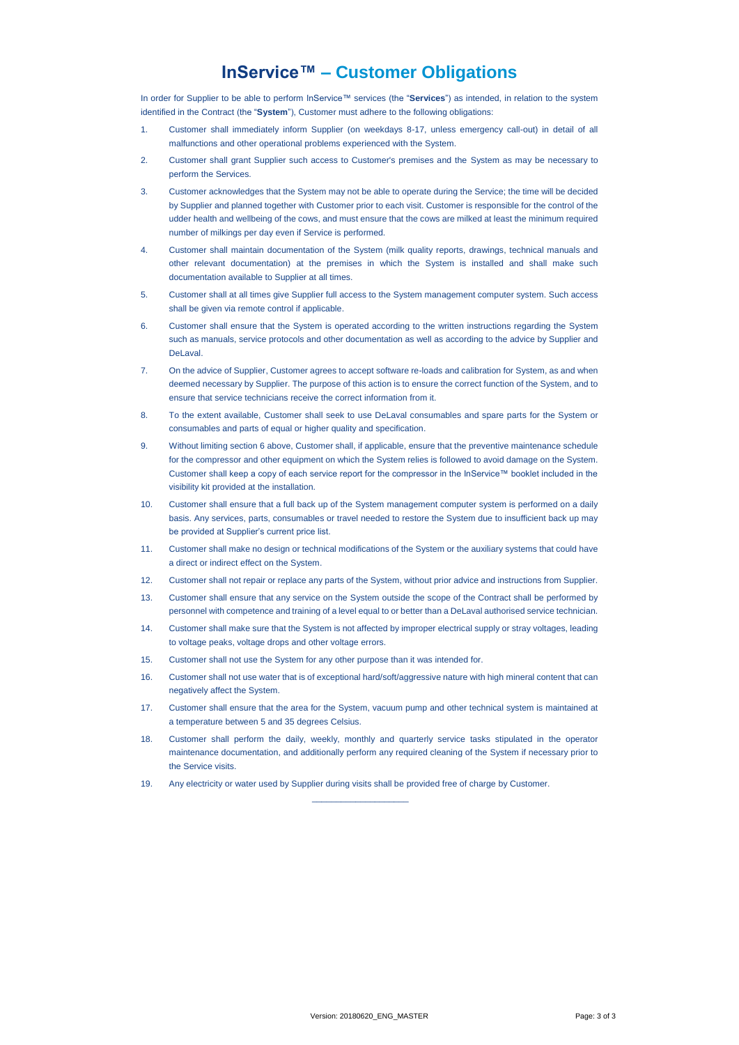# InService™ – Customer Obligations

In order for Supplier to be able to perform InService™ services (the "**Services**") as intended, in relation to the system identified in the Contract (the "**System**"), Customer must adhere to the following obligations:

1. Customer shall immediately inform Supplier (on weekdays 8-17, unless emergency call-out) in detail of all malfunctions and other operational problems experienced with the System.
2. Customer shall grant Supplier such access to Customer's premises and the System as may be necessary to perform the Services.
3. Customer acknowledges that the System may not be able to operate during the Service; the time will be decided by Supplier and planned together with Customer prior to each visit. Customer is responsible for the control of the udder health and wellbeing of the cows, and must ensure that the cows are milked at least the minimum required number of milkings per day even if Service is performed.
4. Customer shall maintain documentation of the System (milk quality reports, drawings, technical manuals and other relevant documentation) at the premises in which the System is installed and shall make such documentation available to Supplier at all times.
5. Customer shall at all times give Supplier full access to the System management computer system. Such access shall be given via remote control if applicable.
6. Customer shall ensure that the System is operated according to the written instructions regarding the System such as manuals, service protocols and other documentation as well as according to the advice by Supplier and DeLaval.
7. On the advice of Supplier, Customer agrees to accept software re-loads and calibration for System, as and when deemed necessary by Supplier. The purpose of this action is to ensure the correct function of the System, and to ensure that service technicians receive the correct information from it.
8. To the extent available, Customer shall seek to use DeLaval consumables and spare parts for the System or consumables and parts of equal or higher quality and specification.
9. Without limiting section 6 above, Customer shall, if applicable, ensure that the preventive maintenance schedule for the compressor and other equipment on which the System relies is followed to avoid damage on the System. Customer shall keep a copy of each service report for the compressor in the InService™ booklet included in the visibility kit provided at the installation.
10. Customer shall ensure that a full back up of the System management computer system is performed on a daily basis. Any services, parts, consumables or travel needed to restore the System due to insufficient back up may be provided at Supplier's current price list.
11. Customer shall make no design or technical modifications of the System or the auxiliary systems that could have a direct or indirect effect on the System.
12. Customer shall not repair or replace any parts of the System, without prior advice and instructions from Supplier.
13. Customer shall ensure that any service on the System outside the scope of the Contract shall be performed by personnel with competence and training of a level equal to or better than a DeLaval authorised service technician.
14. Customer shall make sure that the System is not affected by improper electrical supply or stray voltages, leading to voltage peaks, voltage drops and other voltage errors.
15. Customer shall not use the System for any other purpose than it was intended for.
16. Customer shall not use water that is of exceptional hard/soft/aggressive nature with high mineral content that can negatively affect the System.
17. Customer shall ensure that the area for the System, vacuum pump and other technical system is maintained at a temperature between 5 and 35 degrees Celsius.
18. Customer shall perform the daily, weekly, monthly and quarterly service tasks stipulated in the operator maintenance documentation, and additionally perform any required cleaning of the System if necessary prior to the Service visits.
19. Any electricity or water used by Supplier during visits shall be provided free of charge by Customer.

---